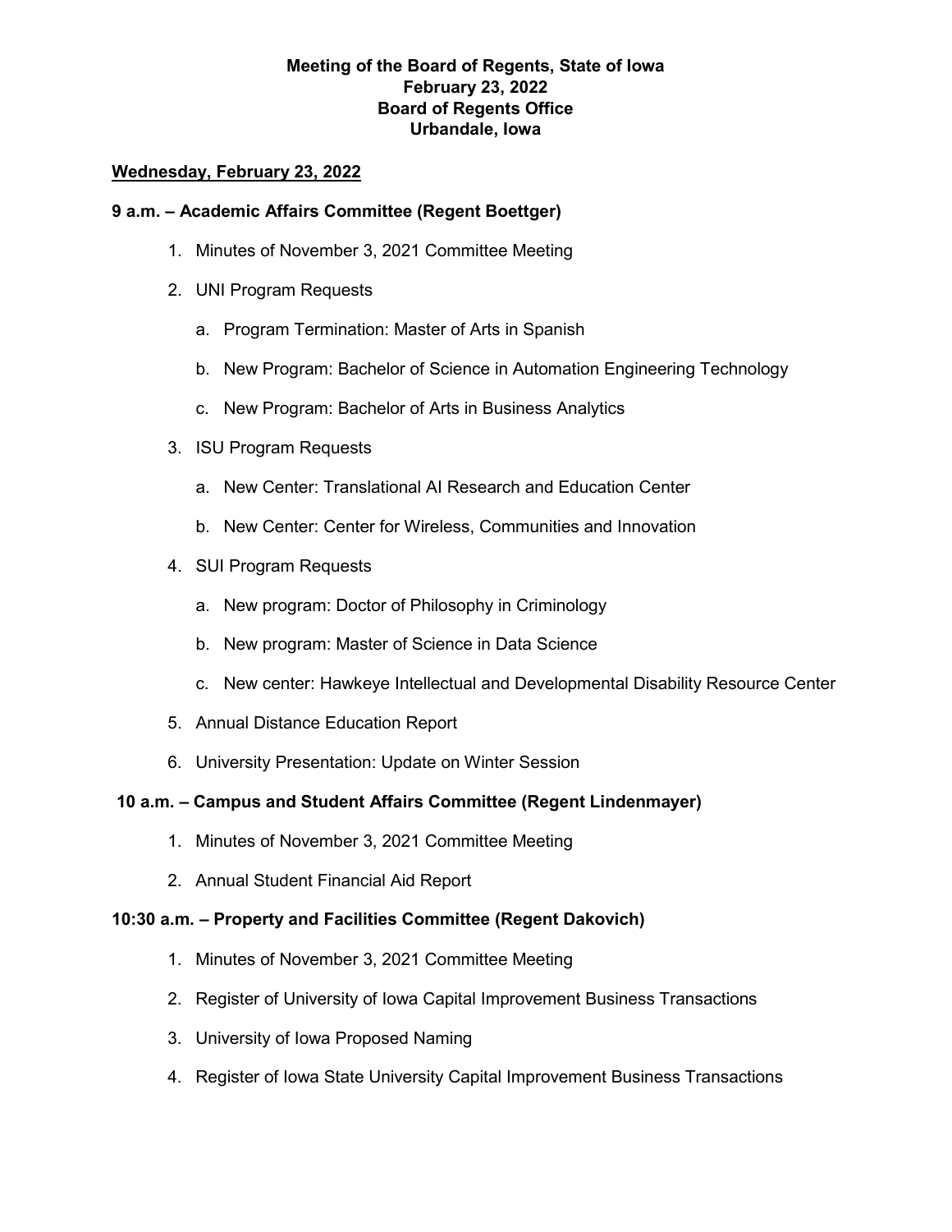**Meeting of the Board of Regents, State of Iowa**
**February 23, 2022**
**Board of Regents Office**
**Urbandale, Iowa**

**Wednesday, February 23, 2022**

**9 a.m. – Academic Affairs Committee (Regent Boettger)**

1. Minutes of November 3, 2021 Committee Meeting
2. UNI Program Requests
    a. Program Termination: Master of Arts in Spanish
    b. New Program: Bachelor of Science in Automation Engineering Technology
    c. New Program: Bachelor of Arts in Business Analytics
3. ISU Program Requests
    a. New Center: Translational AI Research and Education Center
    b. New Center: Center for Wireless, Communities and Innovation
4. SUI Program Requests
    a. New program: Doctor of Philosophy in Criminology
    b. New program: Master of Science in Data Science
    c. New center: Hawkeye Intellectual and Developmental Disability Resource Center
5. Annual Distance Education Report
6. University Presentation: Update on Winter Session

**10 a.m. – Campus and Student Affairs Committee (Regent Lindenmayer)**

1. Minutes of November 3, 2021 Committee Meeting
2. Annual Student Financial Aid Report

**10:30 a.m. – Property and Facilities Committee (Regent Dakovich)**

1. Minutes of November 3, 2021 Committee Meeting
2. Register of University of Iowa Capital Improvement Business Transactions
3. University of Iowa Proposed Naming
4. Register of Iowa State University Capital Improvement Business Transactions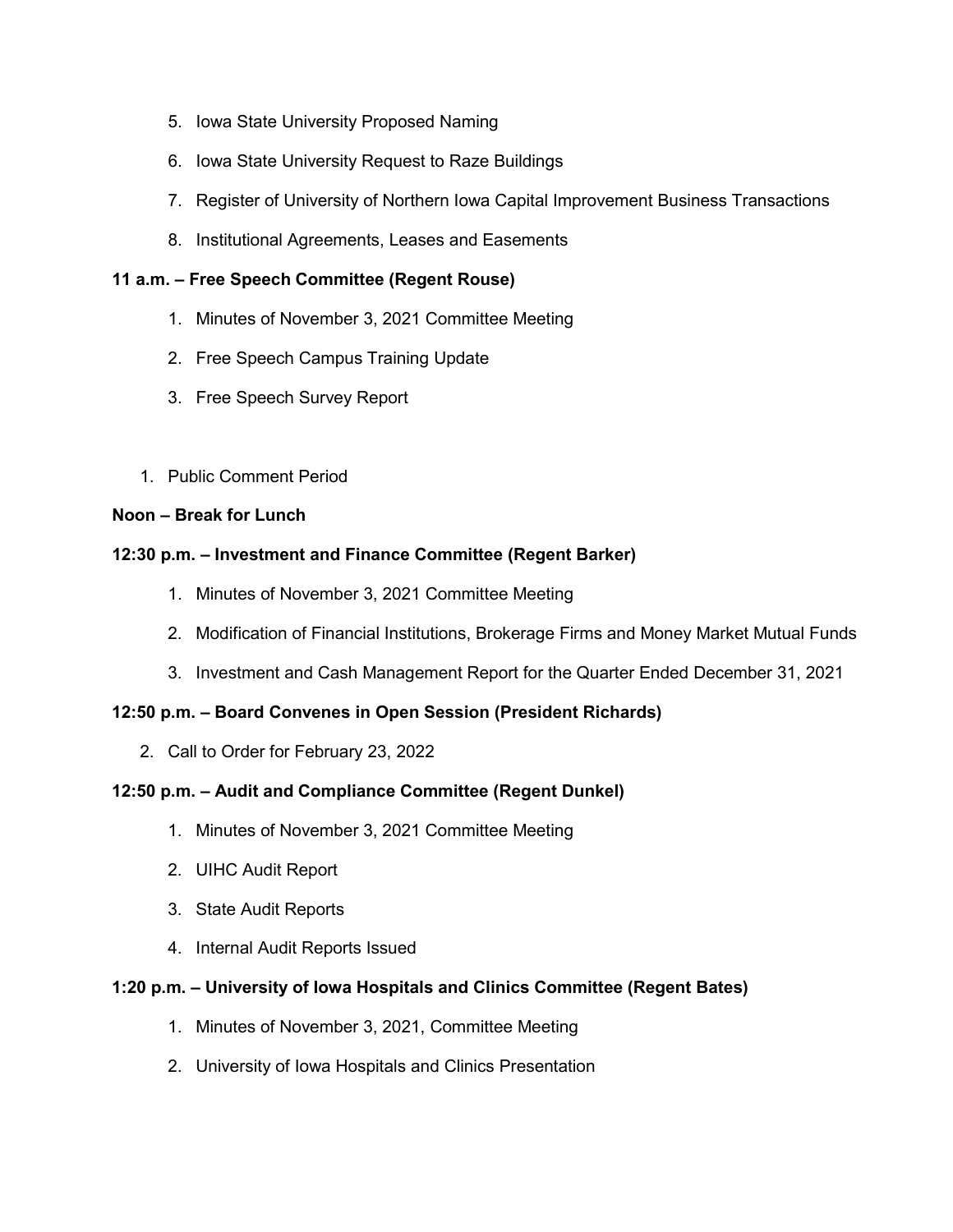5. Iowa State University Proposed Naming
6. Iowa State University Request to Raze Buildings
7. Register of University of Northern Iowa Capital Improvement Business Transactions
8. Institutional Agreements, Leases and Easements

**11 a.m. – Free Speech Committee (Regent Rouse)**

1. Minutes of November 3, 2021 Committee Meeting
2. Free Speech Campus Training Update
3. Free Speech Survey Report

1. Public Comment Period

**Noon – Break for Lunch**

**12:30 p.m. – Investment and Finance Committee (Regent Barker)**

1. Minutes of November 3, 2021 Committee Meeting
2. Modification of Financial Institutions, Brokerage Firms and Money Market Mutual Funds
3. Investment and Cash Management Report for the Quarter Ended December 31, 2021

**12:50 p.m. – Board Convenes in Open Session (President Richards)**

2. Call to Order for February 23, 2022

**12:50 p.m. – Audit and Compliance Committee (Regent Dunkel)**

1. Minutes of November 3, 2021 Committee Meeting
2. UIHC Audit Report
3. State Audit Reports
4. Internal Audit Reports Issued

**1:20 p.m. – University of Iowa Hospitals and Clinics Committee (Regent Bates)**

1. Minutes of November 3, 2021, Committee Meeting
2. University of Iowa Hospitals and Clinics Presentation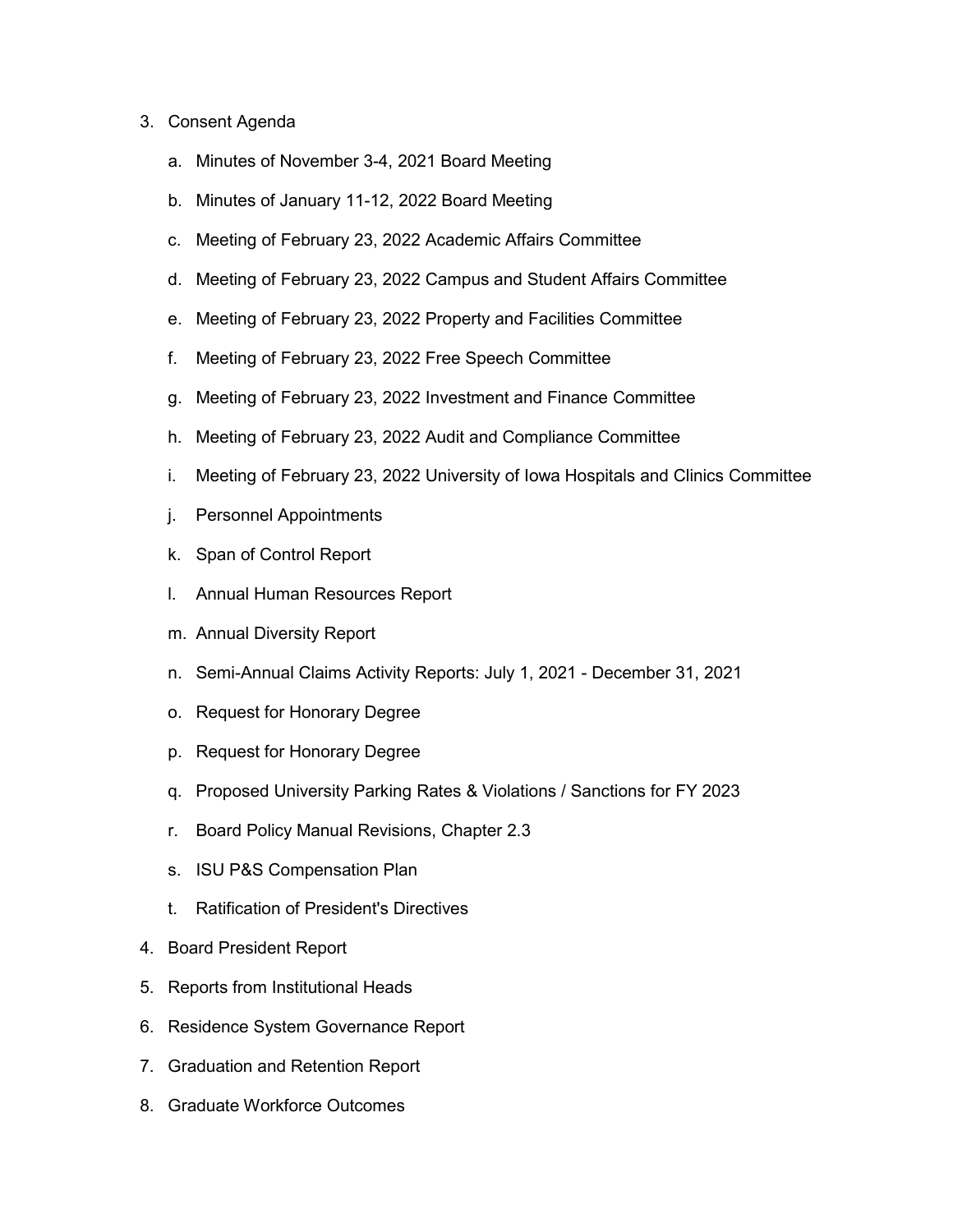3. Consent Agenda
    a. Minutes of November 3-4, 2021 Board Meeting
    b. Minutes of January 11-12, 2022 Board Meeting
    c. Meeting of February 23, 2022 Academic Affairs Committee
    d. Meeting of February 23, 2022 Campus and Student Affairs Committee
    e. Meeting of February 23, 2022 Property and Facilities Committee
    f. Meeting of February 23, 2022 Free Speech Committee
    g. Meeting of February 23, 2022 Investment and Finance Committee
    h. Meeting of February 23, 2022 Audit and Compliance Committee
    i. Meeting of February 23, 2022 University of Iowa Hospitals and Clinics Committee
    j. Personnel Appointments
    k. Span of Control Report
    l. Annual Human Resources Report
    m. Annual Diversity Report
    n. Semi-Annual Claims Activity Reports: July 1, 2021 - December 31, 2021
    o. Request for Honorary Degree
    p. Request for Honorary Degree
    q. Proposed University Parking Rates & Violations / Sanctions for FY 2023
    r. Board Policy Manual Revisions, Chapter 2.3
    s. ISU P&S Compensation Plan
    t. Ratification of President's Directives
4. Board President Report
5. Reports from Institutional Heads
6. Residence System Governance Report
7. Graduation and Retention Report
8. Graduate Workforce Outcomes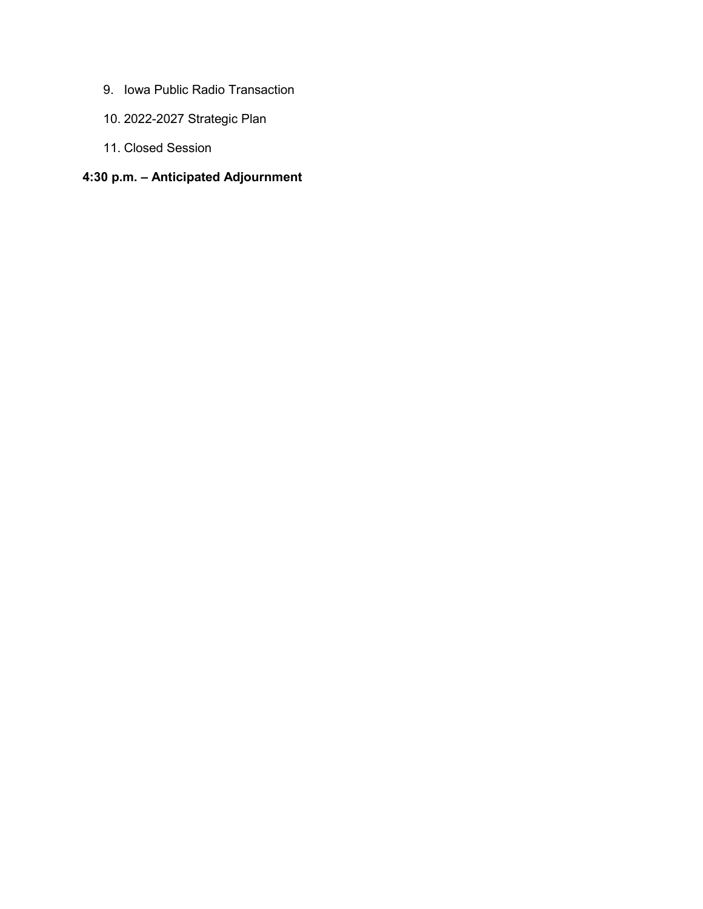9. Iowa Public Radio Transaction
10. 2022-2027 Strategic Plan
11. Closed Session

**4:30 p.m. – Anticipated Adjournment**